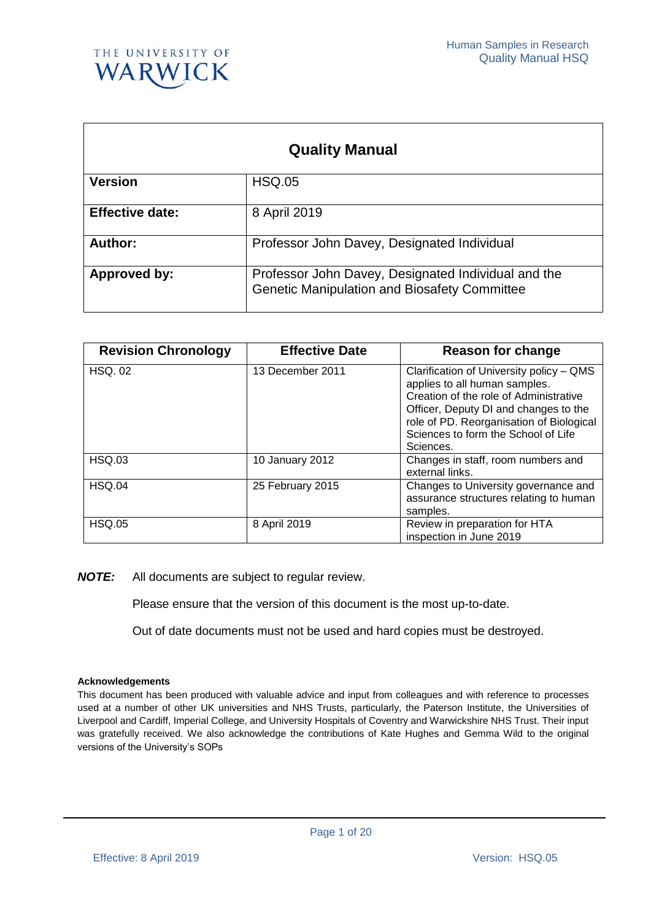| Quality Manual | |
|---|---|
| **Version** | HSQ.05 |
| **Effective date:** | 8 April 2019 |
| **Author:** | Professor John Davey, Designated Individual |
| **Approved by:** | Professor John Davey, Designated Individual and the Genetic Manipulation and Biosafety Committee |

| Revision Chronology | Effective Date | Reason for change |
|---|---|---|
| HSQ. 02 | 13 December 2011 | Clarification of University policy – QMS applies to all human samples. Creation of the role of Administrative Officer, Deputy DI and changes to the role of PD. Reorganisation of Biological Sciences to form the School of Life Sciences. |
| HSQ.03 | 10 January 2012 | Changes in staff, room numbers and external links. |
| HSQ.04 | 25 February 2015 | Changes to University governance and assurance structures relating to human samples. |
| HSQ.05 | 8 April 2019 | Review in preparation for HTA inspection in June 2019 |

***NOTE:*** All documents are subject to regular review.

Please ensure that the version of this document is the most up-to-date.

Out of date documents must not be used and hard copies must be destroyed.

**Acknowledgements**

This document has been produced with valuable advice and input from colleagues and with reference to processes used at a number of other UK universities and NHS Trusts, particularly, the Paterson Institute, the Universities of Liverpool and Cardiff, Imperial College, and University Hospitals of Coventry and Warwickshire NHS Trust. Their input was gratefully received. We also acknowledge the contributions of Kate Hughes and Gemma Wild to the original versions of the University's SOPs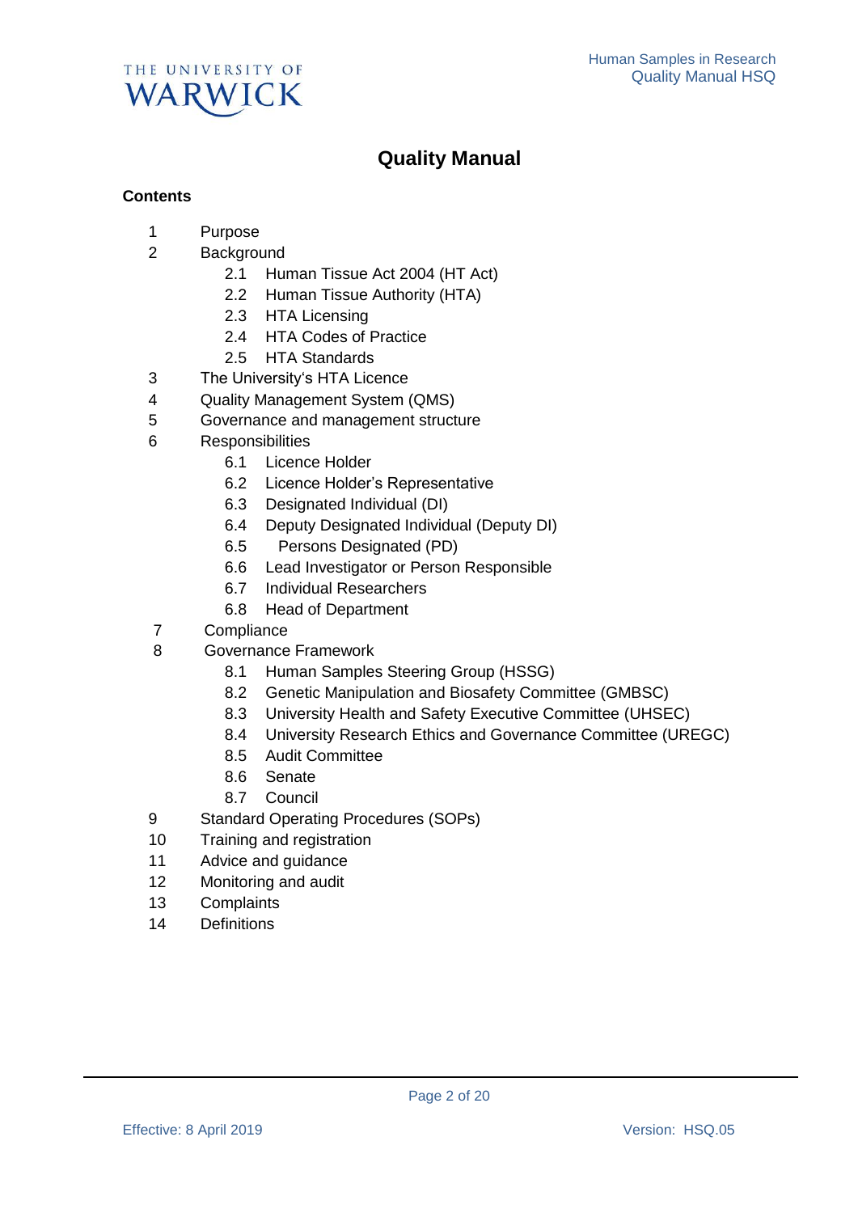# Quality Manual

**Contents**

1. Purpose
2. Background
    - 2.1 Human Tissue Act 2004 (HT Act)
    - 2.2 Human Tissue Authority (HTA)
    - 2.3 HTA Licensing
    - 2.4 HTA Codes of Practice
    - 2.5 HTA Standards
3. The University's HTA Licence
4. Quality Management System (QMS)
5. Governance and management structure
6. Responsibilities
    - 6.1 Licence Holder
    - 6.2 Licence Holder's Representative
    - 6.3 Designated Individual (DI)
    - 6.4 Deputy Designated Individual (Deputy DI)
    - 6.5 Persons Designated (PD)
    - 6.6 Lead Investigator or Person Responsible
    - 6.7 Individual Researchers
    - 6.8 Head of Department
7. Compliance
8. Governance Framework
    - 8.1 Human Samples Steering Group (HSSG)
    - 8.2 Genetic Manipulation and Biosafety Committee (GMBSC)
    - 8.3 University Health and Safety Executive Committee (UHSEC)
    - 8.4 University Research Ethics and Governance Committee (UREGC)
    - 8.5 Audit Committee
    - 8.6 Senate
    - 8.7 Council
9. Standard Operating Procedures (SOPs)
10. Training and registration
11. Advice and guidance
12. Monitoring and audit
13. Complaints
14. Definitions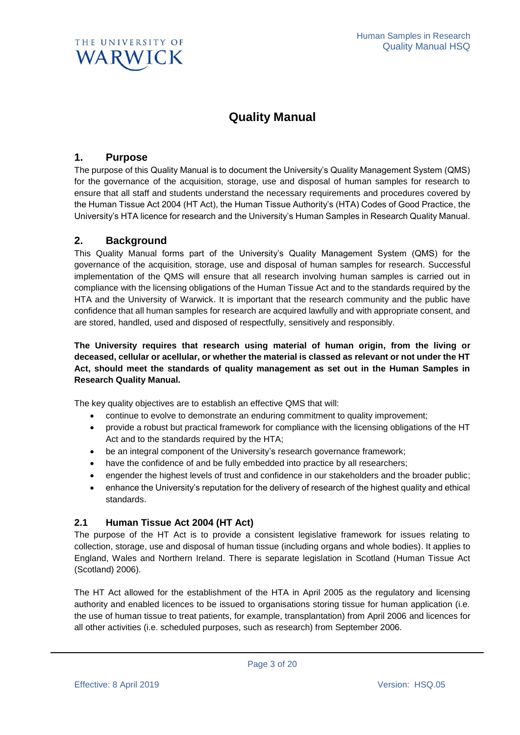# Quality Manual

## 1. Purpose

The purpose of this Quality Manual is to document the University's Quality Management System (QMS) for the governance of the acquisition, storage, use and disposal of human samples for research to ensure that all staff and students understand the necessary requirements and procedures covered by the Human Tissue Act 2004 (HT Act), the Human Tissue Authority's (HTA) Codes of Good Practice, the University's HTA licence for research and the University's Human Samples in Research Quality Manual.

## 2. Background

This Quality Manual forms part of the University's Quality Management System (QMS) for the governance of the acquisition, storage, use and disposal of human samples for research. Successful implementation of the QMS will ensure that all research involving human samples is carried out in compliance with the licensing obligations of the Human Tissue Act and to the standards required by the HTA and the University of Warwick. It is important that the research community and the public have confidence that all human samples for research are acquired lawfully and with appropriate consent, and are stored, handled, used and disposed of respectfully, sensitively and responsibly.

**The University requires that research using material of human origin, from the living or deceased, cellular or acellular, or whether the material is classed as relevant or not under the HT Act, should meet the standards of quality management as set out in the Human Samples in Research Quality Manual.**

The key quality objectives are to establish an effective QMS that will:

- continue to evolve to demonstrate an enduring commitment to quality improvement;
- provide a robust but practical framework for compliance with the licensing obligations of the HT Act and to the standards required by the HTA;
- be an integral component of the University's research governance framework;
- have the confidence of and be fully embedded into practice by all researchers;
- engender the highest levels of trust and confidence in our stakeholders and the broader public;
- enhance the University's reputation for the delivery of research of the highest quality and ethical standards.

### 2.1 Human Tissue Act 2004 (HT Act)

The purpose of the HT Act is to provide a consistent legislative framework for issues relating to collection, storage, use and disposal of human tissue (including organs and whole bodies). It applies to England, Wales and Northern Ireland. There is separate legislation in Scotland (Human Tissue Act (Scotland) 2006).

The HT Act allowed for the establishment of the HTA in April 2005 as the regulatory and licensing authority and enabled licences to be issued to organisations storing tissue for human application (i.e. the use of human tissue to treat patients, for example, transplantation) from April 2006 and licences for all other activities (i.e. scheduled purposes, such as research) from September 2006.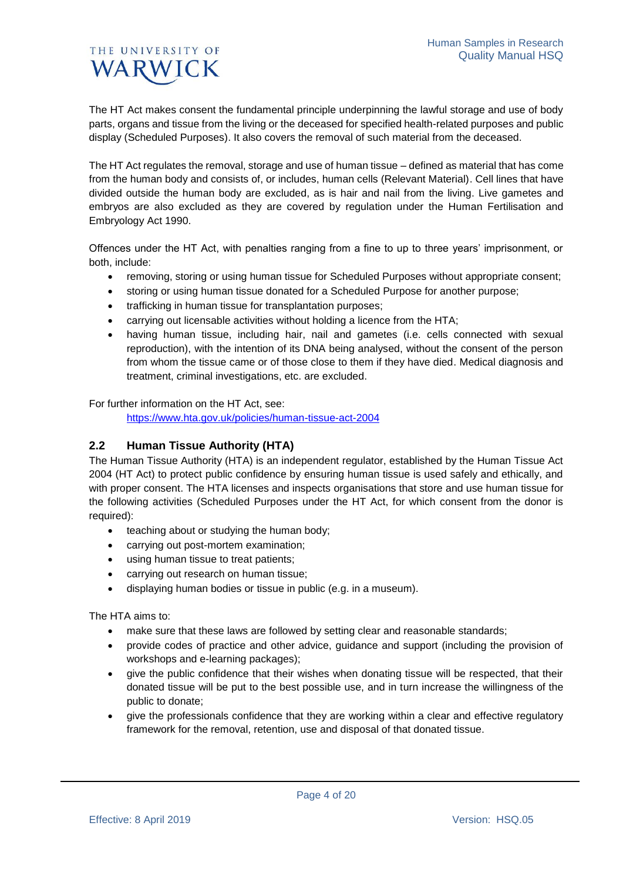The HT Act makes consent the fundamental principle underpinning the lawful storage and use of body parts, organs and tissue from the living or the deceased for specified health-related purposes and public display (Scheduled Purposes). It also covers the removal of such material from the deceased.

The HT Act regulates the removal, storage and use of human tissue – defined as material that has come from the human body and consists of, or includes, human cells (Relevant Material). Cell lines that have divided outside the human body are excluded, as is hair and nail from the living. Live gametes and embryos are also excluded as they are covered by regulation under the Human Fertilisation and Embryology Act 1990.

Offences under the HT Act, with penalties ranging from a fine to up to three years' imprisonment, or both, include:

- removing, storing or using human tissue for Scheduled Purposes without appropriate consent;
- storing or using human tissue donated for a Scheduled Purpose for another purpose;
- trafficking in human tissue for transplantation purposes;
- carrying out licensable activities without holding a licence from the HTA;
- having human tissue, including hair, nail and gametes (i.e. cells connected with sexual reproduction), with the intention of its DNA being analysed, without the consent of the person from whom the tissue came or of those close to them if they have died. Medical diagnosis and treatment, criminal investigations, etc. are excluded.

For further information on the HT Act, see:
[https://www.hta.gov.uk/policies/human-tissue-act-2004](https://www.hta.gov.uk/policies/human-tissue-act-2004)

## 2.2 Human Tissue Authority (HTA)

The Human Tissue Authority (HTA) is an independent regulator, established by the Human Tissue Act 2004 (HT Act) to protect public confidence by ensuring human tissue is used safely and ethically, and with proper consent. The HTA licenses and inspects organisations that store and use human tissue for the following activities (Scheduled Purposes under the HT Act, for which consent from the donor is required):

- teaching about or studying the human body;
- carrying out post-mortem examination;
- using human tissue to treat patients;
- carrying out research on human tissue;
- displaying human bodies or tissue in public (e.g. in a museum).

The HTA aims to:

- make sure that these laws are followed by setting clear and reasonable standards;
- provide codes of practice and other advice, guidance and support (including the provision of workshops and e-learning packages);
- give the public confidence that their wishes when donating tissue will be respected, that their donated tissue will be put to the best possible use, and in turn increase the willingness of the public to donate;
- give the professionals confidence that they are working within a clear and effective regulatory framework for the removal, retention, use and disposal of that donated tissue.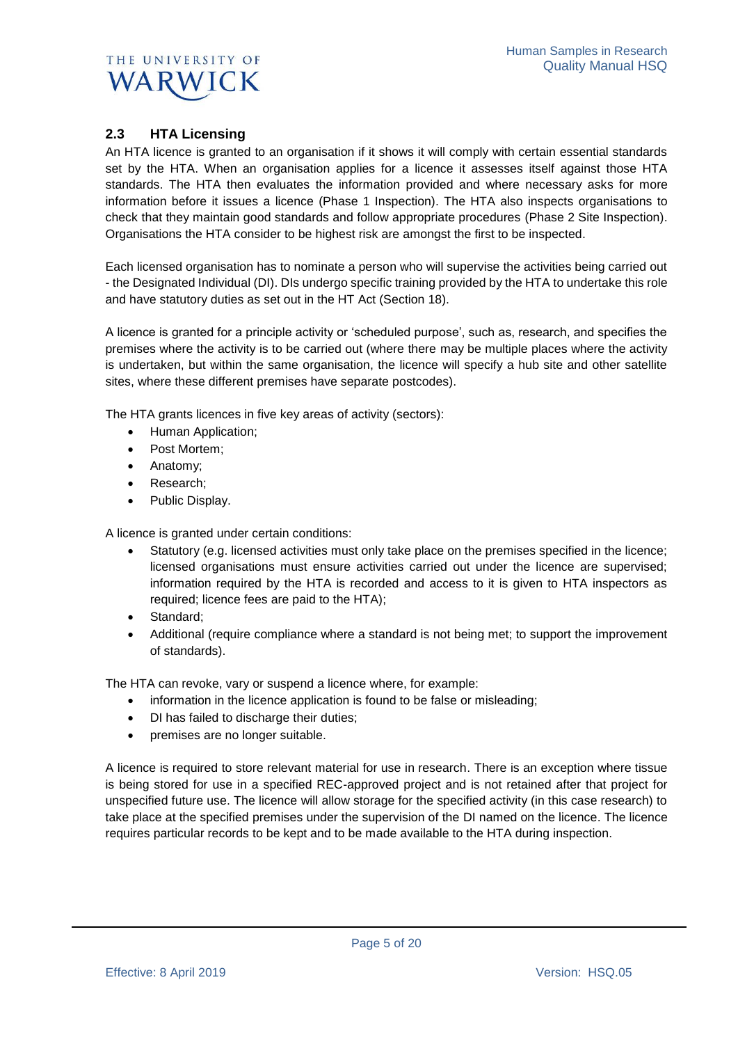## 2.3 HTA Licensing

An HTA licence is granted to an organisation if it shows it will comply with certain essential standards set by the HTA. When an organisation applies for a licence it assesses itself against those HTA standards. The HTA then evaluates the information provided and where necessary asks for more information before it issues a licence (Phase 1 Inspection). The HTA also inspects organisations to check that they maintain good standards and follow appropriate procedures (Phase 2 Site Inspection). Organisations the HTA consider to be highest risk are amongst the first to be inspected.

Each licensed organisation has to nominate a person who will supervise the activities being carried out - the Designated Individual (DI). DIs undergo specific training provided by the HTA to undertake this role and have statutory duties as set out in the HT Act (Section 18).

A licence is granted for a principle activity or 'scheduled purpose', such as, research, and specifies the premises where the activity is to be carried out (where there may be multiple places where the activity is undertaken, but within the same organisation, the licence will specify a hub site and other satellite sites, where these different premises have separate postcodes).

The HTA grants licences in five key areas of activity (sectors):

- Human Application;
- Post Mortem;
- Anatomy;
- Research;
- Public Display.

A licence is granted under certain conditions:

- Statutory (e.g. licensed activities must only take place on the premises specified in the licence; licensed organisations must ensure activities carried out under the licence are supervised; information required by the HTA is recorded and access to it is given to HTA inspectors as required; licence fees are paid to the HTA);
- Standard;
- Additional (require compliance where a standard is not being met; to support the improvement of standards).

The HTA can revoke, vary or suspend a licence where, for example:

- information in the licence application is found to be false or misleading;
- DI has failed to discharge their duties;
- premises are no longer suitable.

A licence is required to store relevant material for use in research. There is an exception where tissue is being stored for use in a specified REC-approved project and is not retained after that project for unspecified future use. The licence will allow storage for the specified activity (in this case research) to take place at the specified premises under the supervision of the DI named on the licence. The licence requires particular records to be kept and to be made available to the HTA during inspection.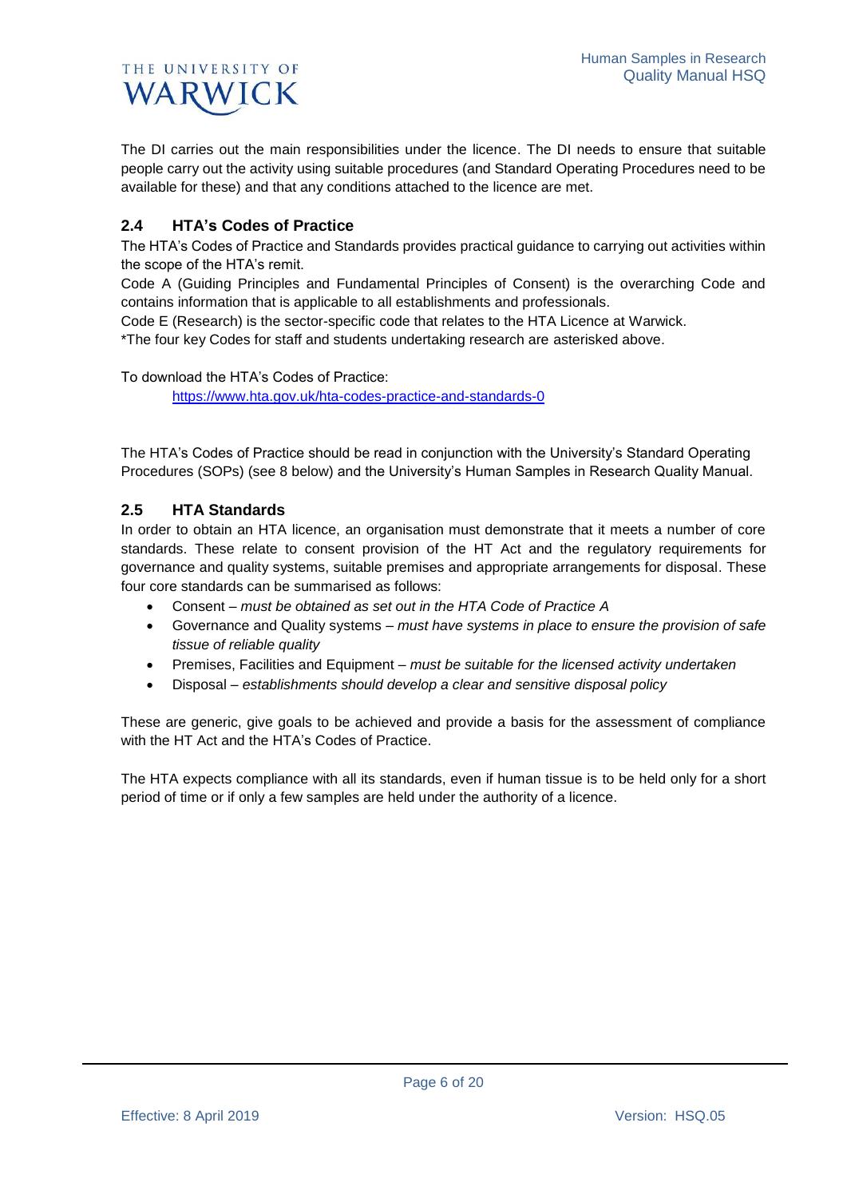The DI carries out the main responsibilities under the licence. The DI needs to ensure that suitable people carry out the activity using suitable procedures (and Standard Operating Procedures need to be available for these) and that any conditions attached to the licence are met.

## 2.4 HTA's Codes of Practice

The HTA's Codes of Practice and Standards provides practical guidance to carrying out activities within the scope of the HTA's remit.

Code A (Guiding Principles and Fundamental Principles of Consent) is the overarching Code and contains information that is applicable to all establishments and professionals.

Code E (Research) is the sector-specific code that relates to the HTA Licence at Warwick.

*The four key Codes for staff and students undertaking research are asterisked above.

To download the HTA's Codes of Practice:

https://www.hta.gov.uk/hta-codes-practice-and-standards-0

The HTA's Codes of Practice should be read in conjunction with the University's Standard Operating Procedures (SOPs) (see 8 below) and the University's Human Samples in Research Quality Manual.

## 2.5 HTA Standards

In order to obtain an HTA licence, an organisation must demonstrate that it meets a number of core standards. These relate to consent provision of the HT Act and the regulatory requirements for governance and quality systems, suitable premises and appropriate arrangements for disposal. These four core standards can be summarised as follows:

- Consent – *must be obtained as set out in the HTA Code of Practice A*
- Governance and Quality systems – *must have systems in place to ensure the provision of safe tissue of reliable quality*
- Premises, Facilities and Equipment – *must be suitable for the licensed activity undertaken*
- Disposal – *establishments should develop a clear and sensitive disposal policy*

These are generic, give goals to be achieved and provide a basis for the assessment of compliance with the HT Act and the HTA's Codes of Practice.

The HTA expects compliance with all its standards, even if human tissue is to be held only for a short period of time or if only a few samples are held under the authority of a licence.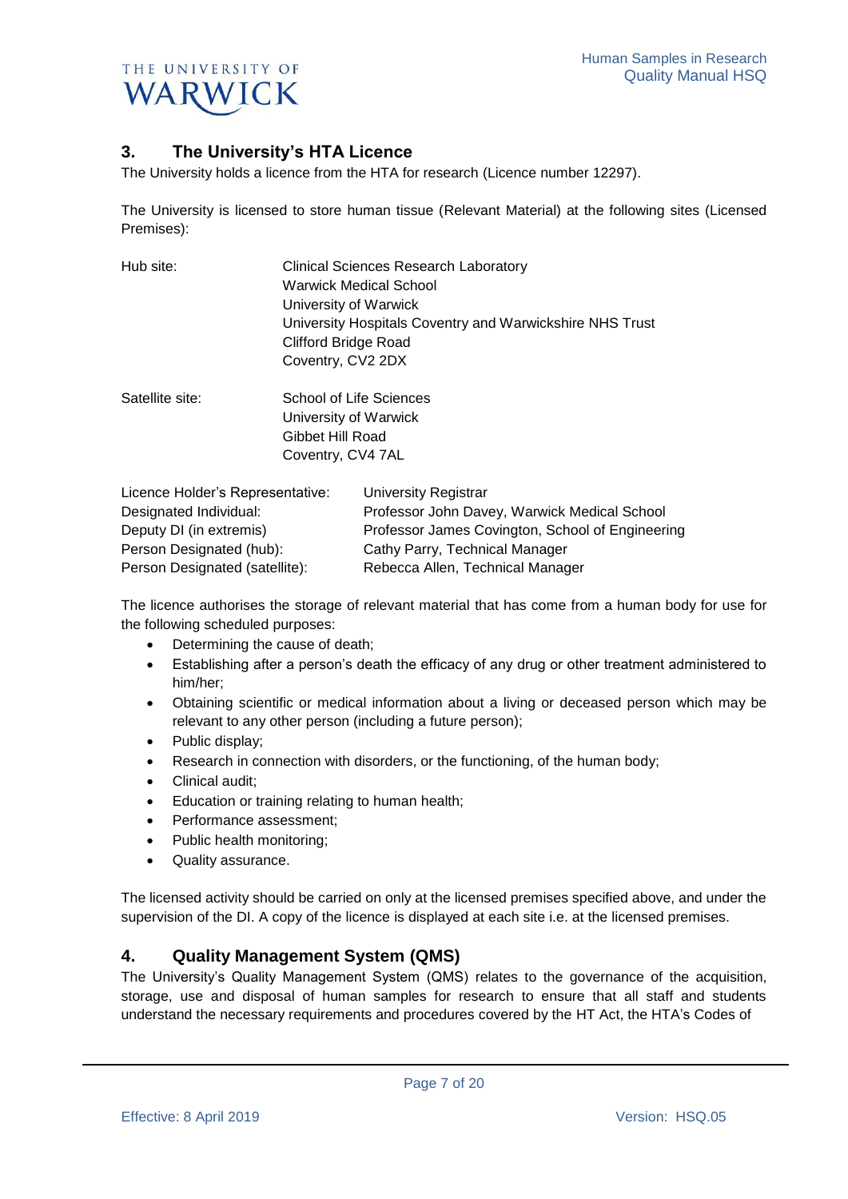## 3. The University's HTA Licence

The University holds a licence from the HTA for research (Licence number 12297).

The University is licensed to store human tissue (Relevant Material) at the following sites (Licensed Premises):

Hub site:
Clinical Sciences Research Laboratory
Warwick Medical School
University of Warwick
University Hospitals Coventry and Warwickshire NHS Trust
Clifford Bridge Road
Coventry, CV2 2DX

Satellite site:
School of Life Sciences
University of Warwick
Gibbet Hill Road
Coventry, CV4 7AL

| | |
|---|---|
| Licence Holder's Representative: | University Registrar |
| Designated Individual: | Professor John Davey, Warwick Medical School |
| Deputy DI (in extremis) | Professor James Covington, School of Engineering |
| Person Designated (hub): | Cathy Parry, Technical Manager |
| Person Designated (satellite): | Rebecca Allen, Technical Manager |

The licence authorises the storage of relevant material that has come from a human body for use for the following scheduled purposes:

- Determining the cause of death;
- Establishing after a person's death the efficacy of any drug or other treatment administered to him/her;
- Obtaining scientific or medical information about a living or deceased person which may be relevant to any other person (including a future person);
- Public display;
- Research in connection with disorders, or the functioning, of the human body;
- Clinical audit;
- Education or training relating to human health;
- Performance assessment;
- Public health monitoring;
- Quality assurance.

The licensed activity should be carried on only at the licensed premises specified above, and under the supervision of the DI. A copy of the licence is displayed at each site i.e. at the licensed premises.

## 4. Quality Management System (QMS)

The University's Quality Management System (QMS) relates to the governance of the acquisition, storage, use and disposal of human samples for research to ensure that all staff and students understand the necessary requirements and procedures covered by the HT Act, the HTA's Codes of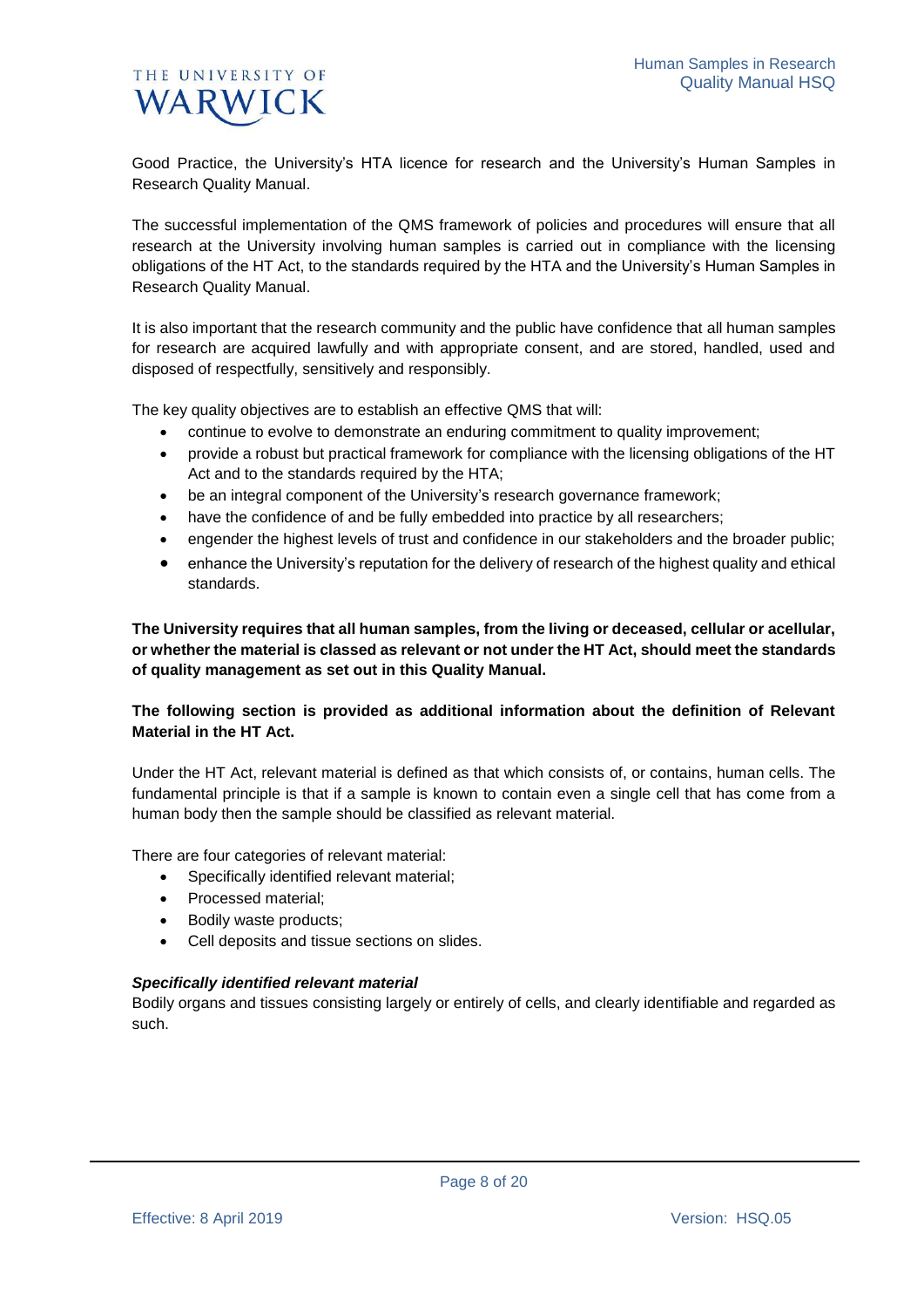Good Practice, the University's HTA licence for research and the University's Human Samples in Research Quality Manual.

The successful implementation of the QMS framework of policies and procedures will ensure that all research at the University involving human samples is carried out in compliance with the licensing obligations of the HT Act, to the standards required by the HTA and the University's Human Samples in Research Quality Manual.

It is also important that the research community and the public have confidence that all human samples for research are acquired lawfully and with appropriate consent, and are stored, handled, used and disposed of respectfully, sensitively and responsibly.

The key quality objectives are to establish an effective QMS that will:

- continue to evolve to demonstrate an enduring commitment to quality improvement;
- provide a robust but practical framework for compliance with the licensing obligations of the HT Act and to the standards required by the HTA;
- be an integral component of the University's research governance framework;
- have the confidence of and be fully embedded into practice by all researchers;
- engender the highest levels of trust and confidence in our stakeholders and the broader public;
- enhance the University's reputation for the delivery of research of the highest quality and ethical standards.

**The University requires that all human samples, from the living or deceased, cellular or acellular, or whether the material is classed as relevant or not under the HT Act, should meet the standards of quality management as set out in this Quality Manual.**

**The following section is provided as additional information about the definition of Relevant Material in the HT Act.**

Under the HT Act, relevant material is defined as that which consists of, or contains, human cells. The fundamental principle is that if a sample is known to contain even a single cell that has come from a human body then the sample should be classified as relevant material.

There are four categories of relevant material:

- Specifically identified relevant material;
- Processed material;
- Bodily waste products;
- Cell deposits and tissue sections on slides.

***Specifically identified relevant material***

Bodily organs and tissues consisting largely or entirely of cells, and clearly identifiable and regarded as such.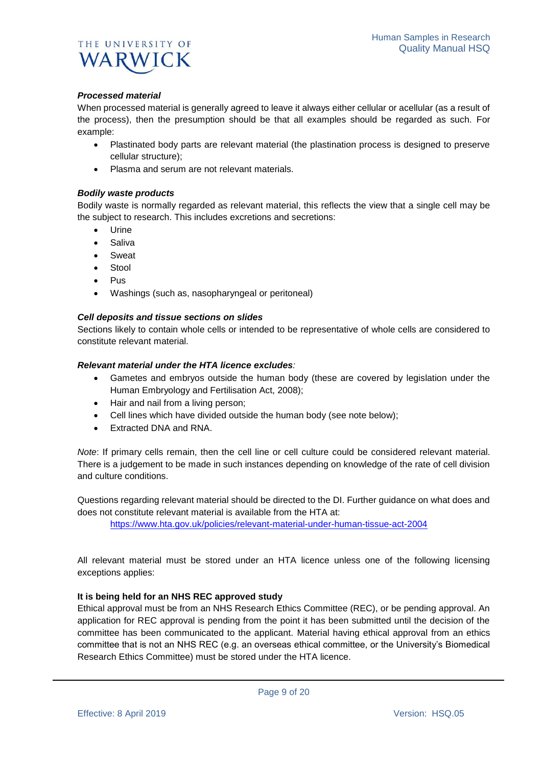***Processed material***

When processed material is generally agreed to leave it always either cellular or acellular (as a result of the process), then the presumption should be that all examples should be regarded as such. For example:

- Plastinated body parts are relevant material (the plastination process is designed to preserve cellular structure);
- Plasma and serum are not relevant materials.

***Bodily waste products***

Bodily waste is normally regarded as relevant material, this reflects the view that a single cell may be the subject to research. This includes excretions and secretions:

- Urine
- Saliva
- Sweat
- Stool
- Pus
- Washings (such as, nasopharyngeal or peritoneal)

***Cell deposits and tissue sections on slides***

Sections likely to contain whole cells or intended to be representative of whole cells are considered to constitute relevant material.

***Relevant material under the HTA licence excludes:***

- Gametes and embryos outside the human body (these are covered by legislation under the Human Embryology and Fertilisation Act, 2008);
- Hair and nail from a living person;
- Cell lines which have divided outside the human body (see note below);
- Extracted DNA and RNA.

*Note*: If primary cells remain, then the cell line or cell culture could be considered relevant material. There is a judgement to be made in such instances depending on knowledge of the rate of cell division and culture conditions.

Questions regarding relevant material should be directed to the DI. Further guidance on what does and does not constitute relevant material is available from the HTA at:

https://www.hta.gov.uk/policies/relevant-material-under-human-tissue-act-2004

All relevant material must be stored under an HTA licence unless one of the following licensing exceptions applies:

**It is being held for an NHS REC approved study**

Ethical approval must be from an NHS Research Ethics Committee (REC), or be pending approval. An application for REC approval is pending from the point it has been submitted until the decision of the committee has been communicated to the applicant. Material having ethical approval from an ethics committee that is not an NHS REC (e.g. an overseas ethical committee, or the University's Biomedical Research Ethics Committee) must be stored under the HTA licence.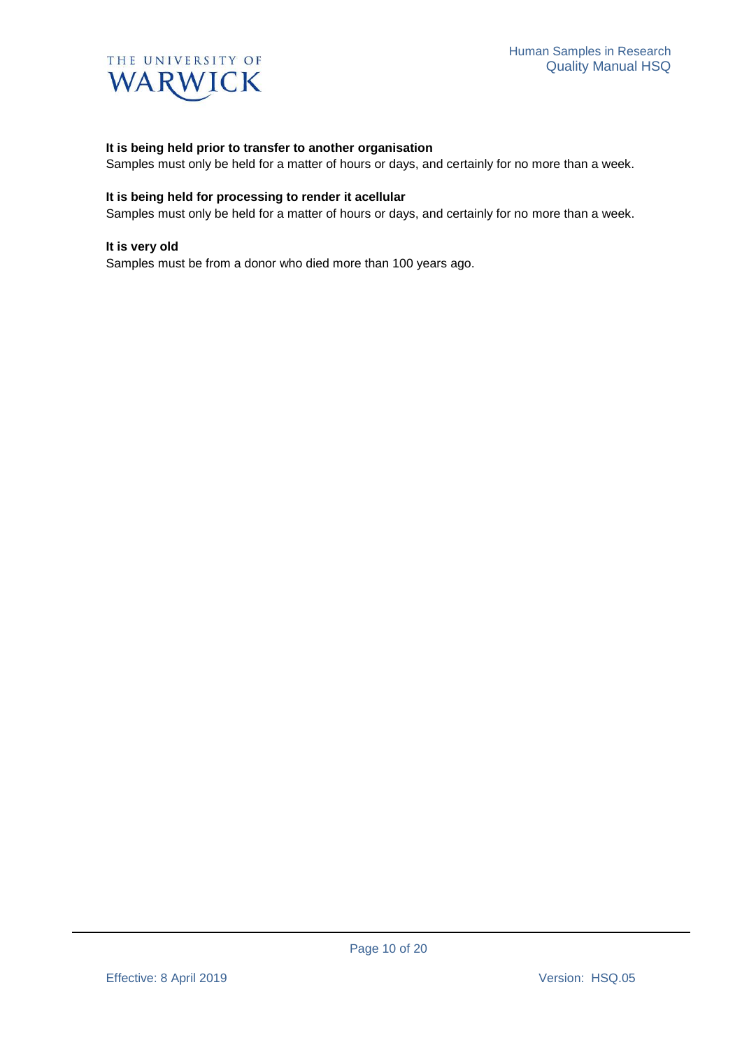**It is being held prior to transfer to another organisation**

Samples must only be held for a matter of hours or days, and certainly for no more than a week.

**It is being held for processing to render it acellular**

Samples must only be held for a matter of hours or days, and certainly for no more than a week.

**It is very old**

Samples must be from a donor who died more than 100 years ago.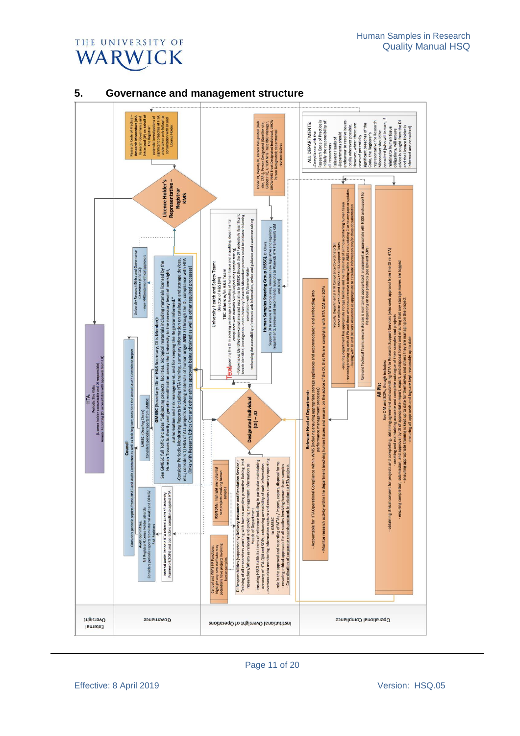## 5. Governance and management structure

**External Oversight**

HTA
Periodic Site Visits
(Licence Holder accountable and DI responsible)
Annual Reporting (DI accountable with approval from LH)

**Governance**

Research Code of Practice – Research Misconduct (RSS Research Governance and Ethics Lead (RP) on behalf of the Registrar: potential investigations of significant breaches of HTA undertaken only following consultation with DI and Licence Holder)

**Licence Holder's Representative – Registrar KMS**

Council:
Considers periodic reports from UHSEC and Audit Committee as well as Risk Register; considers the Annual Audit Committee Report

Audit Committee:
NB Registrar/Licence Holder attends.
Considers periodic reports from Internal Audit and OAMG/Risk Registers

Internal Audit: Periodic HTA related Audits of University Framework(SOPs) and operations compliance against HTA

UHSEC (Dep Reg Chairs)
Considers periodic reports from GMBSC

University Research Ethics and Governance Committee (UREGC)
- non-NHS/external ethical approvals

GMBSC [Secretary: Dir of H&S Secretary, DI is Member]:
See GMBSC full ToR: includes "Subjecting projects, facilities, biological materials including materials licensed by the Human Tissues Authority and genetic modification across the University to the necessary level of oversight, authorisation and risk management, and for keeping the Registrar informed."
Consider Periodic Monitoring Reports including HTA training, summary information on catalogue and storage devices, etc.; considers 1) H&S of ALL projects involving materials of human origin AND 2) through the DI, compliance with HTA (links with Research Ethics Cmt and other ethics approvals being obtained as well as other required processes)

**Institutional Oversight of Operations**

HSSG: DI, Deputy DI, Person Designated (Hub site, CSRL), Person Designated (Satellite site, Gibbet Hill), UHCW NHS Trust R&D Manager, UHCW NHS Trust Designated Individual, UHCW Person Designated, departmental representatives

University Health and Safety Team:
Director of H&S (DM)
TBC others w/in H&S Team
Text Supporting the DI in advising on storage and handling of human tissue and in auditing departmental compliance with Warwick SOPs (including sample tracing)
- following up identified non-compliance and escalating to GMBSC through the DI; potentially if significant breach identified, investigation under University Research Misconduct process could be initiated following consultation with DI/Licence Holder
-enhancing the accessibility of relevant web information, advice and guidance and awareness raising

**Human Samples Steering Group (HSSG)**, DI Chairs:
Supports DI to ensure HTA compliance, monitors new legislative and regulatory requirements, reviews and recommends revisions to Warwick HTA Framework (QM and SOPs)

**Designated Individual (DI) – JD**

Central and WMS HR Functions: highlight any new staff who may potentially have projects involving human samples

RSS/FDMs: highlight any potential new projects involving human samples

DI Responsibilities [supported by Delivery Assurance and Resolution Service]
-Training of all researchers working with human samples; proactive liaising lead researchers/others as relevant and providing management information to Heads of Department
- ensuring HSSG fulfils its terms of reference including in particular maintaining accuracy of HTA QM and SOPs; enhancing accessibility of web information
- oversees data monitoring information capture and ensures summary reporting to GMBSC
- role in the approval and recording of MTAs / import, export, disposal forms
- ensuring ethical approvals for all studies involving human tissue samples
- Co-ordination of corporate records protocols in relation to HTA projects

**Operational Compliance**

ALL DEPARTMENTS:
-Compliance with the Research Code of Practice is initially the responsibility of all researchers
Relevant Heads of Departments should endeavour to resolve issues locally wherever possible. However, where there are cases of potentially significant breaches of the Code, the Registrar's representative for Research Misconduct should be consulted (who will in turn, if relating to human tissue obligations, will ensure advice is sought from the DI and the Licence Holder is informed and consulted)

**Relevant Head of Department:**
- Accountable for HTA Operational Compliance within WMS (including ensuring appropriate storage appliances and accommodation and embedding into performance management processes)
- Monitor research activity within the department involving human tissues and ensure, on the advice of the DI, that PIs are complying with HTA QM and SOPs

Typically: Departmental HTA Compliance Co-ordinator(s):
- serve on/liaise with DI and HSSG and HTA Support Team
-ensuring department has appropriate storage facilities and maintains map of all those containing human tissue
- reviewing training log with all PIs and those who should receive training within WMS and updating DI as to any gaps or updates
- liaising with DI and Delivery Assurance as appropriate to circulate information and/or chase documentation

Relevant Technical Teams: ensure storage is maintained appropriated, engagement as appropriate with HSSG and support for PIs depending on local protocols (see QM and SOPs)

**All PIs:**
See QM and SOPs, though includes:
- obtaining ethical consent for projects and completing, obtaining agreement and submitting MTA to Research Support Services (who seek approval from the DI re HTA)
- creating and maintaining accurate and complete catalogue of their samples and projects
- ensuring completion, submission, and approval by DI of appropriate import, export, and disposal forms and ensuring that any storage moves are logged
- ensuring appropriate training is kept up to date for themselves and others they are managing on the project
- ensuring all approvals and logs are kept reasonably up to date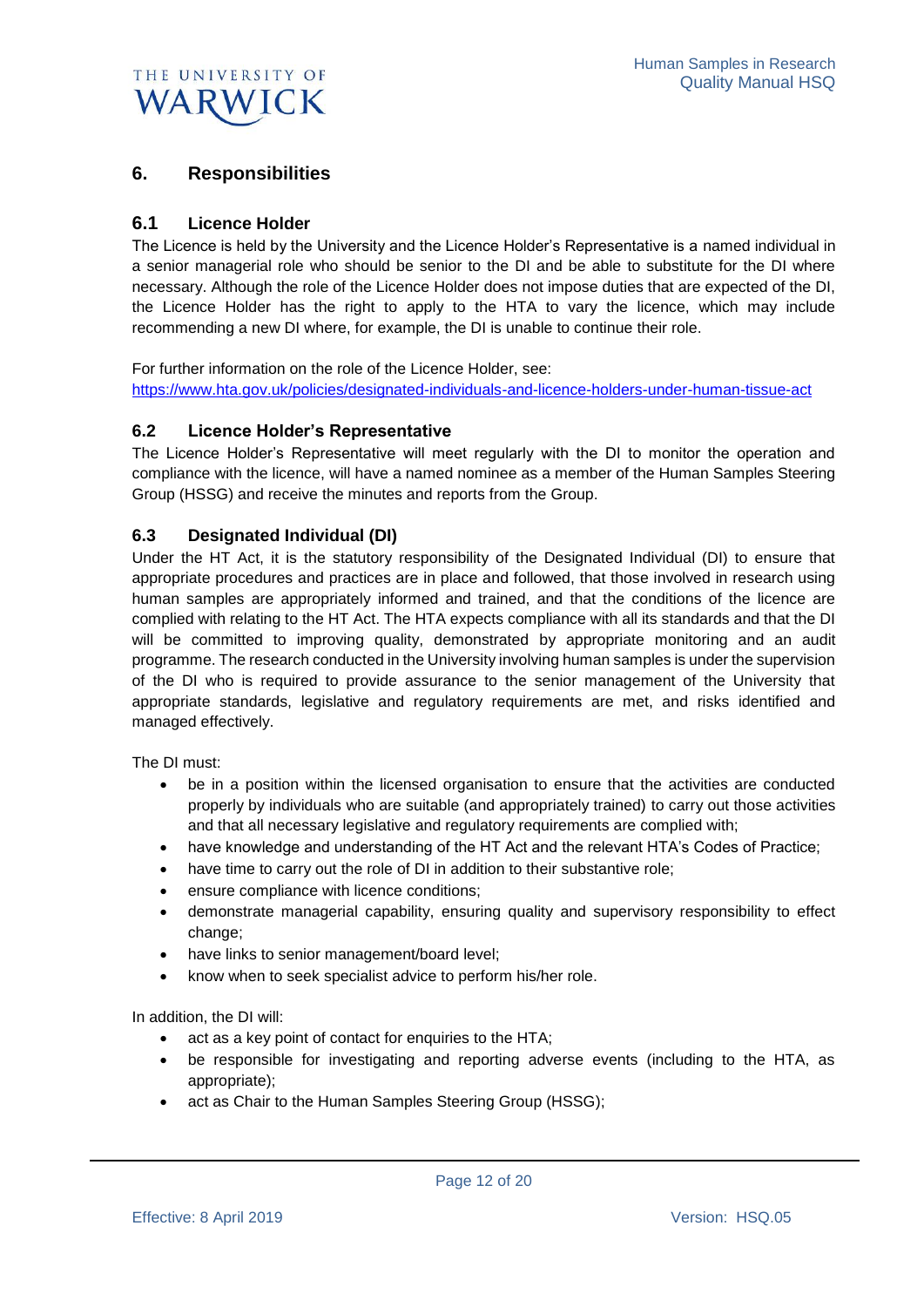## 6. Responsibilities

### 6.1 Licence Holder

The Licence is held by the University and the Licence Holder's Representative is a named individual in a senior managerial role who should be senior to the DI and be able to substitute for the DI where necessary. Although the role of the Licence Holder does not impose duties that are expected of the DI, the Licence Holder has the right to apply to the HTA to vary the licence, which may include recommending a new DI where, for example, the DI is unable to continue their role.

For further information on the role of the Licence Holder, see:
https://www.hta.gov.uk/policies/designated-individuals-and-licence-holders-under-human-tissue-act

### 6.2 Licence Holder's Representative

The Licence Holder's Representative will meet regularly with the DI to monitor the operation and compliance with the licence, will have a named nominee as a member of the Human Samples Steering Group (HSSG) and receive the minutes and reports from the Group.

### 6.3 Designated Individual (DI)

Under the HT Act, it is the statutory responsibility of the Designated Individual (DI) to ensure that appropriate procedures and practices are in place and followed, that those involved in research using human samples are appropriately informed and trained, and that the conditions of the licence are complied with relating to the HT Act. The HTA expects compliance with all its standards and that the DI will be committed to improving quality, demonstrated by appropriate monitoring and an audit programme. The research conducted in the University involving human samples is under the supervision of the DI who is required to provide assurance to the senior management of the University that appropriate standards, legislative and regulatory requirements are met, and risks identified and managed effectively.

The DI must:

- be in a position within the licensed organisation to ensure that the activities are conducted properly by individuals who are suitable (and appropriately trained) to carry out those activities and that all necessary legislative and regulatory requirements are complied with;
- have knowledge and understanding of the HT Act and the relevant HTA's Codes of Practice;
- have time to carry out the role of DI in addition to their substantive role;
- ensure compliance with licence conditions;
- demonstrate managerial capability, ensuring quality and supervisory responsibility to effect change;
- have links to senior management/board level;
- know when to seek specialist advice to perform his/her role.

In addition, the DI will:

- act as a key point of contact for enquiries to the HTA;
- be responsible for investigating and reporting adverse events (including to the HTA, as appropriate);
- act as Chair to the Human Samples Steering Group (HSSG);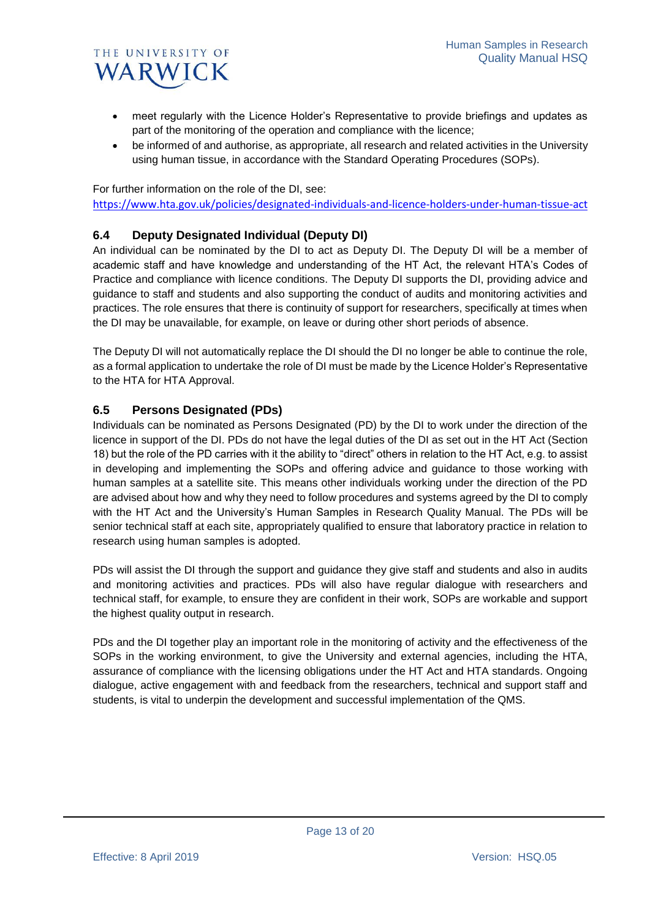- meet regularly with the Licence Holder's Representative to provide briefings and updates as part of the monitoring of the operation and compliance with the licence;
- be informed of and authorise, as appropriate, all research and related activities in the University using human tissue, in accordance with the Standard Operating Procedures (SOPs).

For further information on the role of the DI, see:
https://www.hta.gov.uk/policies/designated-individuals-and-licence-holders-under-human-tissue-act

### 6.4 Deputy Designated Individual (Deputy DI)

An individual can be nominated by the DI to act as Deputy DI. The Deputy DI will be a member of academic staff and have knowledge and understanding of the HT Act, the relevant HTA's Codes of Practice and compliance with licence conditions. The Deputy DI supports the DI, providing advice and guidance to staff and students and also supporting the conduct of audits and monitoring activities and practices. The role ensures that there is continuity of support for researchers, specifically at times when the DI may be unavailable, for example, on leave or during other short periods of absence.

The Deputy DI will not automatically replace the DI should the DI no longer be able to continue the role, as a formal application to undertake the role of DI must be made by the Licence Holder's Representative to the HTA for HTA Approval.

### 6.5 Persons Designated (PDs)

Individuals can be nominated as Persons Designated (PD) by the DI to work under the direction of the licence in support of the DI. PDs do not have the legal duties of the DI as set out in the HT Act (Section 18) but the role of the PD carries with it the ability to "direct" others in relation to the HT Act, e.g. to assist in developing and implementing the SOPs and offering advice and guidance to those working with human samples at a satellite site. This means other individuals working under the direction of the PD are advised about how and why they need to follow procedures and systems agreed by the DI to comply with the HT Act and the University's Human Samples in Research Quality Manual. The PDs will be senior technical staff at each site, appropriately qualified to ensure that laboratory practice in relation to research using human samples is adopted.

PDs will assist the DI through the support and guidance they give staff and students and also in audits and monitoring activities and practices. PDs will also have regular dialogue with researchers and technical staff, for example, to ensure they are confident in their work, SOPs are workable and support the highest quality output in research.

PDs and the DI together play an important role in the monitoring of activity and the effectiveness of the SOPs in the working environment, to give the University and external agencies, including the HTA, assurance of compliance with the licensing obligations under the HT Act and HTA standards. Ongoing dialogue, active engagement with and feedback from the researchers, technical and support staff and students, is vital to underpin the development and successful implementation of the QMS.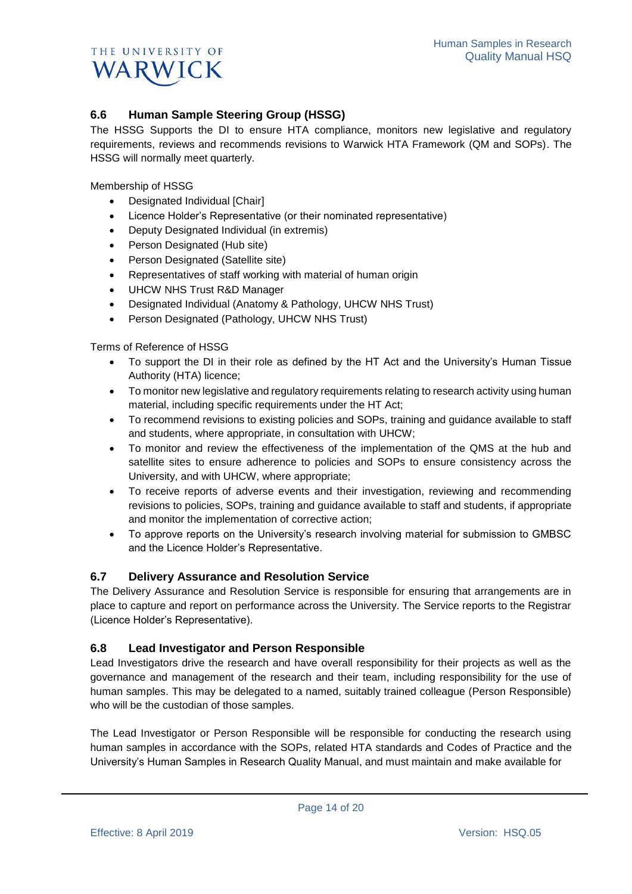### 6.6 Human Sample Steering Group (HSSG)

The HSSG Supports the DI to ensure HTA compliance, monitors new legislative and regulatory requirements, reviews and recommends revisions to Warwick HTA Framework (QM and SOPs). The HSSG will normally meet quarterly.

Membership of HSSG

- Designated Individual [Chair]
- Licence Holder's Representative (or their nominated representative)
- Deputy Designated Individual (in extremis)
- Person Designated (Hub site)
- Person Designated (Satellite site)
- Representatives of staff working with material of human origin
- UHCW NHS Trust R&D Manager
- Designated Individual (Anatomy & Pathology, UHCW NHS Trust)
- Person Designated (Pathology, UHCW NHS Trust)

Terms of Reference of HSSG

- To support the DI in their role as defined by the HT Act and the University's Human Tissue Authority (HTA) licence;
- To monitor new legislative and regulatory requirements relating to research activity using human material, including specific requirements under the HT Act;
- To recommend revisions to existing policies and SOPs, training and guidance available to staff and students, where appropriate, in consultation with UHCW;
- To monitor and review the effectiveness of the implementation of the QMS at the hub and satellite sites to ensure adherence to policies and SOPs to ensure consistency across the University, and with UHCW, where appropriate;
- To receive reports of adverse events and their investigation, reviewing and recommending revisions to policies, SOPs, training and guidance available to staff and students, if appropriate and monitor the implementation of corrective action;
- To approve reports on the University's research involving material for submission to GMBSC and the Licence Holder's Representative.

### 6.7 Delivery Assurance and Resolution Service

The Delivery Assurance and Resolution Service is responsible for ensuring that arrangements are in place to capture and report on performance across the University. The Service reports to the Registrar (Licence Holder's Representative).

### 6.8 Lead Investigator and Person Responsible

Lead Investigators drive the research and have overall responsibility for their projects as well as the governance and management of the research and their team, including responsibility for the use of human samples. This may be delegated to a named, suitably trained colleague (Person Responsible) who will be the custodian of those samples.

The Lead Investigator or Person Responsible will be responsible for conducting the research using human samples in accordance with the SOPs, related HTA standards and Codes of Practice and the University's Human Samples in Research Quality Manual, and must maintain and make available for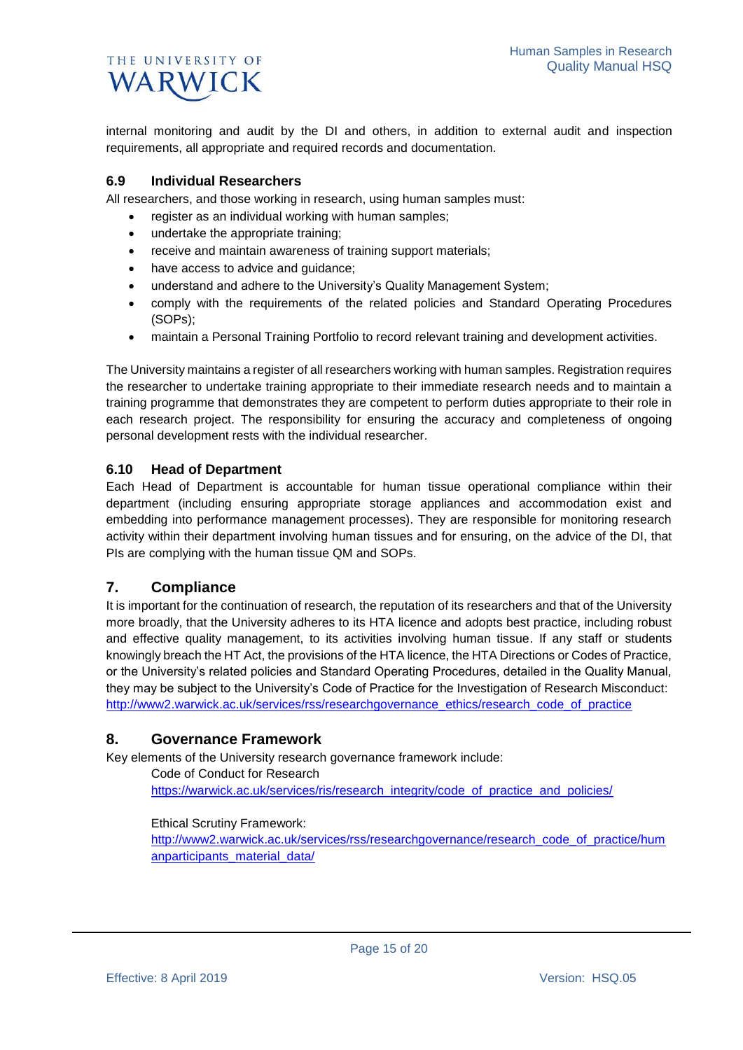internal monitoring and audit by the DI and others, in addition to external audit and inspection requirements, all appropriate and required records and documentation.

### 6.9 Individual Researchers

All researchers, and those working in research, using human samples must:

- register as an individual working with human samples;
- undertake the appropriate training;
- receive and maintain awareness of training support materials;
- have access to advice and guidance;
- understand and adhere to the University's Quality Management System;
- comply with the requirements of the related policies and Standard Operating Procedures (SOPs);
- maintain a Personal Training Portfolio to record relevant training and development activities.

The University maintains a register of all researchers working with human samples. Registration requires the researcher to undertake training appropriate to their immediate research needs and to maintain a training programme that demonstrates they are competent to perform duties appropriate to their role in each research project. The responsibility for ensuring the accuracy and completeness of ongoing personal development rests with the individual researcher.

### 6.10 Head of Department

Each Head of Department is accountable for human tissue operational compliance within their department (including ensuring appropriate storage appliances and accommodation exist and embedding into performance management processes). They are responsible for monitoring research activity within their department involving human tissues and for ensuring, on the advice of the DI, that PIs are complying with the human tissue QM and SOPs.

## 7. Compliance

It is important for the continuation of research, the reputation of its researchers and that of the University more broadly, that the University adheres to its HTA licence and adopts best practice, including robust and effective quality management, to its activities involving human tissue. If any staff or students knowingly breach the HT Act, the provisions of the HTA licence, the HTA Directions or Codes of Practice, or the University's related policies and Standard Operating Procedures, detailed in the Quality Manual, they may be subject to the University's Code of Practice for the Investigation of Research Misconduct: http://www2.warwick.ac.uk/services/rss/researchgovernance_ethics/research_code_of_practice

## 8. Governance Framework

Key elements of the University research governance framework include:

Code of Conduct for Research
https://warwick.ac.uk/services/ris/research_integrity/code_of_practice_and_policies/

Ethical Scrutiny Framework:
http://www2.warwick.ac.uk/services/rss/researchgovernance/research_code_of_practice/humanparticipants_material_data/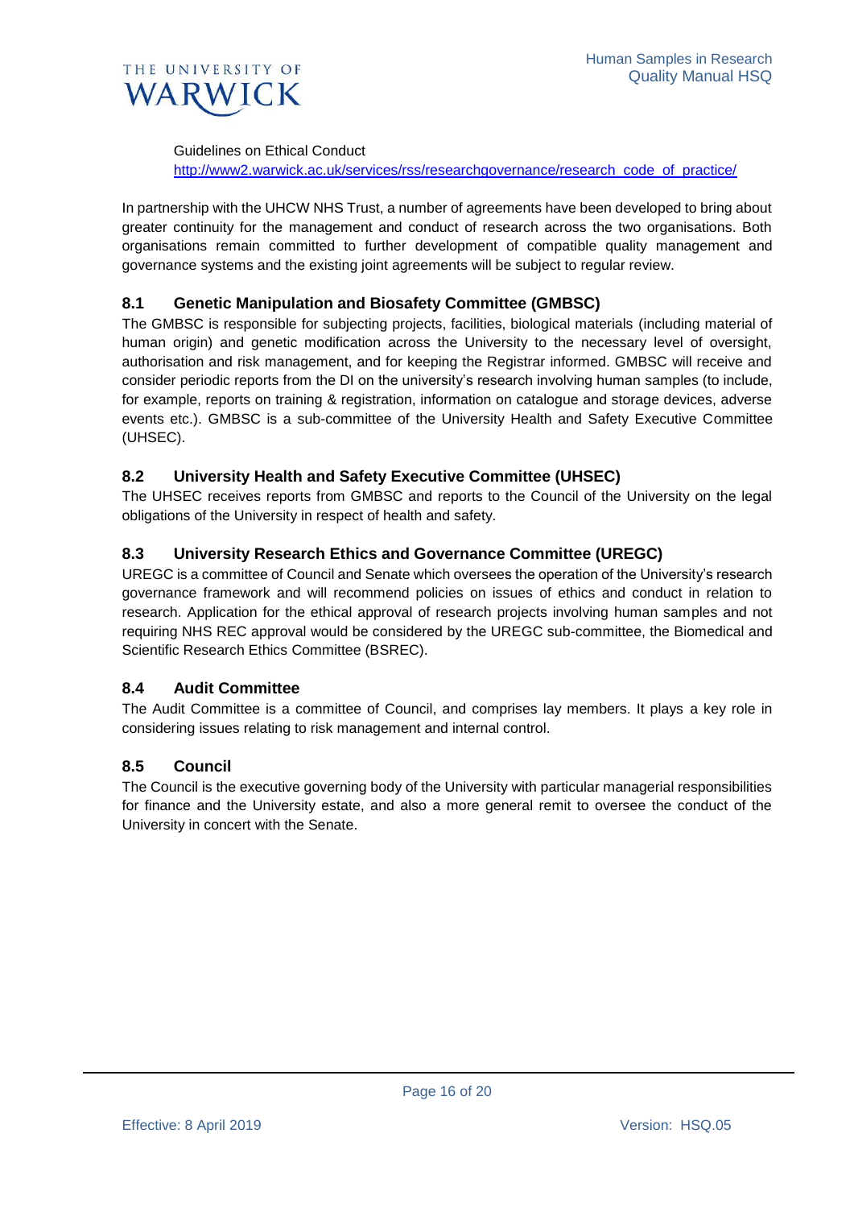Guidelines on Ethical Conduct
http://www2.warwick.ac.uk/services/rss/researchgovernance/research_code_of_practice/

In partnership with the UHCW NHS Trust, a number of agreements have been developed to bring about greater continuity for the management and conduct of research across the two organisations. Both organisations remain committed to further development of compatible quality management and governance systems and the existing joint agreements will be subject to regular review.

### 8.1 Genetic Manipulation and Biosafety Committee (GMBSC)

The GMBSC is responsible for subjecting projects, facilities, biological materials (including material of human origin) and genetic modification across the University to the necessary level of oversight, authorisation and risk management, and for keeping the Registrar informed. GMBSC will receive and consider periodic reports from the DI on the university's research involving human samples (to include, for example, reports on training & registration, information on catalogue and storage devices, adverse events etc.). GMBSC is a sub-committee of the University Health and Safety Executive Committee (UHSEC).

### 8.2 University Health and Safety Executive Committee (UHSEC)

The UHSEC receives reports from GMBSC and reports to the Council of the University on the legal obligations of the University in respect of health and safety.

### 8.3 University Research Ethics and Governance Committee (UREGC)

UREGC is a committee of Council and Senate which oversees the operation of the University's research governance framework and will recommend policies on issues of ethics and conduct in relation to research. Application for the ethical approval of research projects involving human samples and not requiring NHS REC approval would be considered by the UREGC sub-committee, the Biomedical and Scientific Research Ethics Committee (BSREC).

### 8.4 Audit Committee

The Audit Committee is a committee of Council, and comprises lay members. It plays a key role in considering issues relating to risk management and internal control.

### 8.5 Council

The Council is the executive governing body of the University with particular managerial responsibilities for finance and the University estate, and also a more general remit to oversee the conduct of the University in concert with the Senate.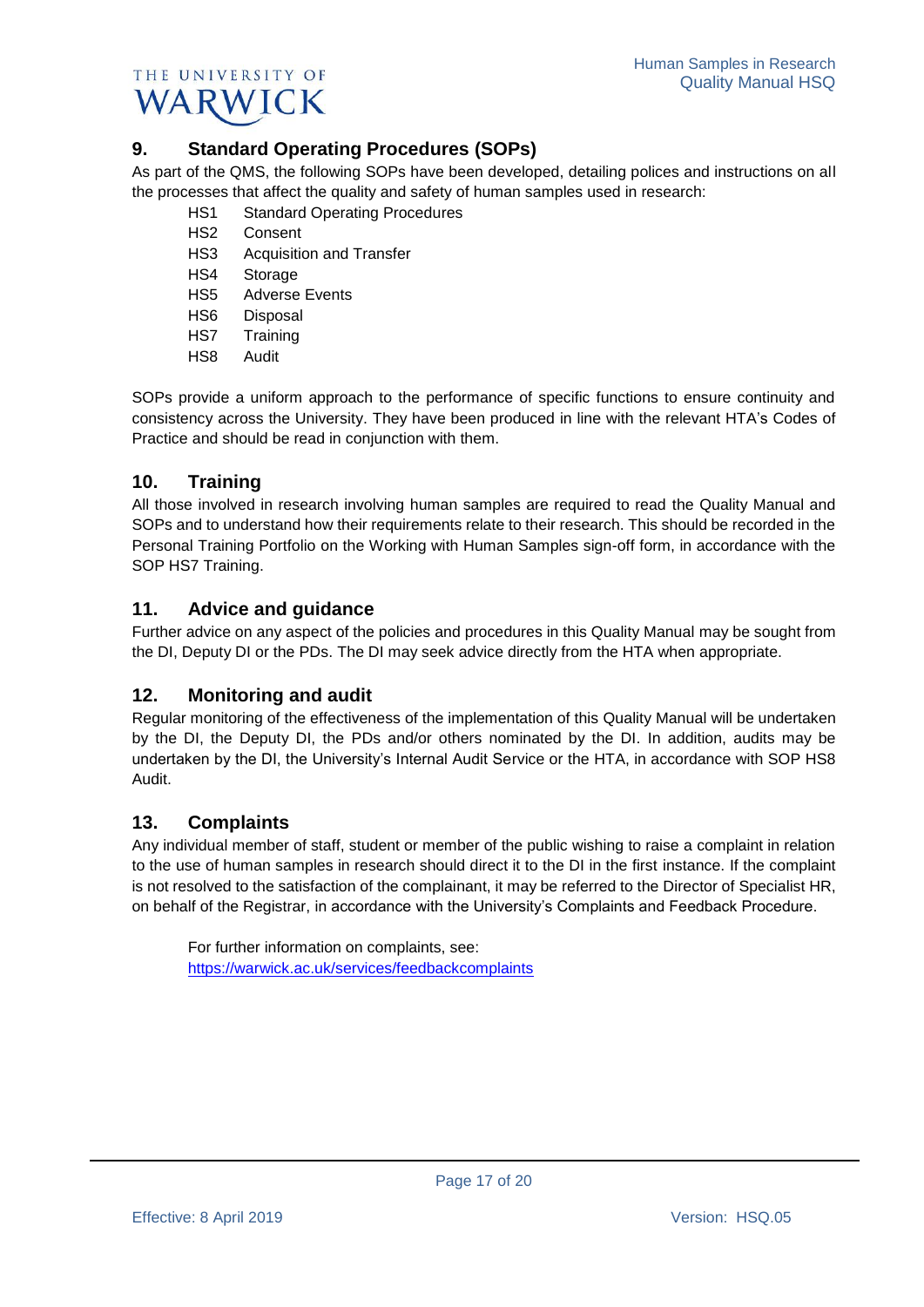## 9. Standard Operating Procedures (SOPs)

As part of the QMS, the following SOPs have been developed, detailing polices and instructions on all the processes that affect the quality and safety of human samples used in research:

- HS1 Standard Operating Procedures
- HS2 Consent
- HS3 Acquisition and Transfer
- HS4 Storage
- HS5 Adverse Events
- HS6 Disposal
- HS7 Training
- HS8 Audit

SOPs provide a uniform approach to the performance of specific functions to ensure continuity and consistency across the University. They have been produced in line with the relevant HTA's Codes of Practice and should be read in conjunction with them.

## 10. Training

All those involved in research involving human samples are required to read the Quality Manual and SOPs and to understand how their requirements relate to their research. This should be recorded in the Personal Training Portfolio on the Working with Human Samples sign-off form, in accordance with the SOP HS7 Training.

## 11. Advice and guidance

Further advice on any aspect of the policies and procedures in this Quality Manual may be sought from the DI, Deputy DI or the PDs. The DI may seek advice directly from the HTA when appropriate.

## 12. Monitoring and audit

Regular monitoring of the effectiveness of the implementation of this Quality Manual will be undertaken by the DI, the Deputy DI, the PDs and/or others nominated by the DI. In addition, audits may be undertaken by the DI, the University's Internal Audit Service or the HTA, in accordance with SOP HS8 Audit.

## 13. Complaints

Any individual member of staff, student or member of the public wishing to raise a complaint in relation to the use of human samples in research should direct it to the DI in the first instance. If the complaint is not resolved to the satisfaction of the complainant, it may be referred to the Director of Specialist HR, on behalf of the Registrar, in accordance with the University's Complaints and Feedback Procedure.

For further information on complaints, see: https://warwick.ac.uk/services/feedbackcomplaints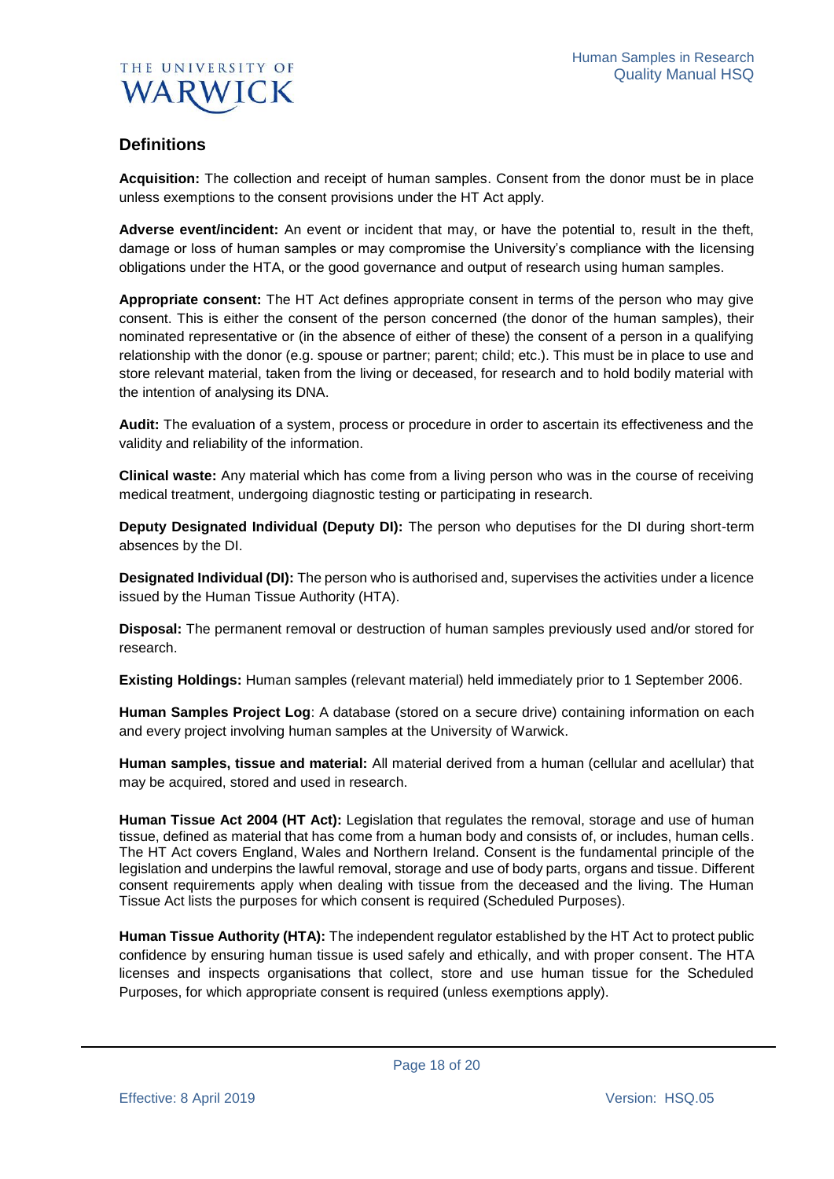## Definitions

**Acquisition:** The collection and receipt of human samples. Consent from the donor must be in place unless exemptions to the consent provisions under the HT Act apply.

**Adverse event/incident:** An event or incident that may, or have the potential to, result in the theft, damage or loss of human samples or may compromise the University's compliance with the licensing obligations under the HTA, or the good governance and output of research using human samples.

**Appropriate consent:** The HT Act defines appropriate consent in terms of the person who may give consent. This is either the consent of the person concerned (the donor of the human samples), their nominated representative or (in the absence of either of these) the consent of a person in a qualifying relationship with the donor (e.g. spouse or partner; parent; child; etc.). This must be in place to use and store relevant material, taken from the living or deceased, for research and to hold bodily material with the intention of analysing its DNA.

**Audit:** The evaluation of a system, process or procedure in order to ascertain its effectiveness and the validity and reliability of the information.

**Clinical waste:** Any material which has come from a living person who was in the course of receiving medical treatment, undergoing diagnostic testing or participating in research.

**Deputy Designated Individual (Deputy DI):** The person who deputises for the DI during short-term absences by the DI.

**Designated Individual (DI):** The person who is authorised and, supervises the activities under a licence issued by the Human Tissue Authority (HTA).

**Disposal:** The permanent removal or destruction of human samples previously used and/or stored for research.

**Existing Holdings:** Human samples (relevant material) held immediately prior to 1 September 2006.

**Human Samples Project Log**: A database (stored on a secure drive) containing information on each and every project involving human samples at the University of Warwick.

**Human samples, tissue and material:** All material derived from a human (cellular and acellular) that may be acquired, stored and used in research.

**Human Tissue Act 2004 (HT Act):** Legislation that regulates the removal, storage and use of human tissue, defined as material that has come from a human body and consists of, or includes, human cells. The HT Act covers England, Wales and Northern Ireland. Consent is the fundamental principle of the legislation and underpins the lawful removal, storage and use of body parts, organs and tissue. Different consent requirements apply when dealing with tissue from the deceased and the living. The Human Tissue Act lists the purposes for which consent is required (Scheduled Purposes).

**Human Tissue Authority (HTA):** The independent regulator established by the HT Act to protect public confidence by ensuring human tissue is used safely and ethically, and with proper consent. The HTA licenses and inspects organisations that collect, store and use human tissue for the Scheduled Purposes, for which appropriate consent is required (unless exemptions apply).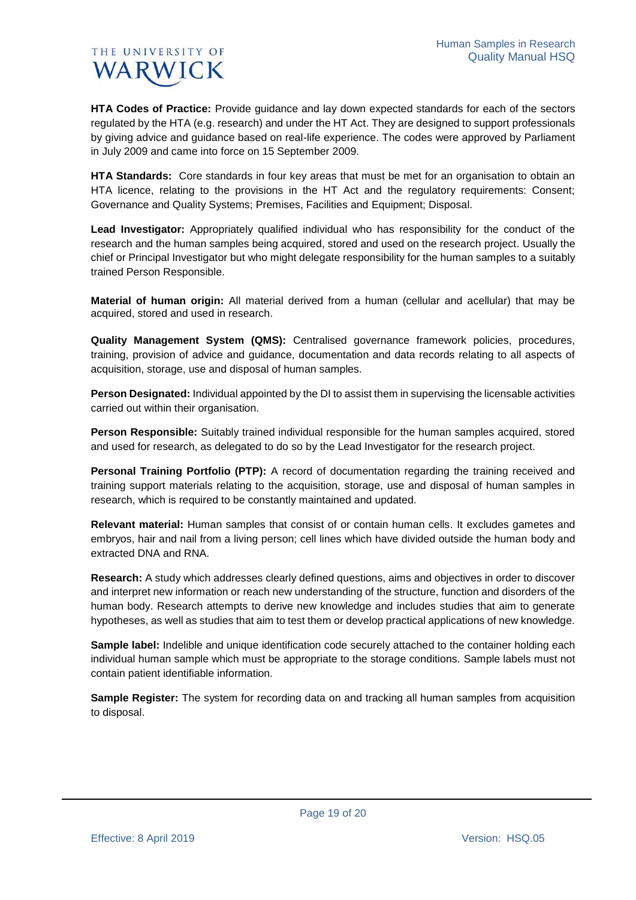**HTA Codes of Practice:** Provide guidance and lay down expected standards for each of the sectors regulated by the HTA (e.g. research) and under the HT Act. They are designed to support professionals by giving advice and guidance based on real-life experience. The codes were approved by Parliament in July 2009 and came into force on 15 September 2009.

**HTA Standards:** Core standards in four key areas that must be met for an organisation to obtain an HTA licence, relating to the provisions in the HT Act and the regulatory requirements: Consent; Governance and Quality Systems; Premises, Facilities and Equipment; Disposal.

**Lead Investigator:** Appropriately qualified individual who has responsibility for the conduct of the research and the human samples being acquired, stored and used on the research project. Usually the chief or Principal Investigator but who might delegate responsibility for the human samples to a suitably trained Person Responsible.

**Material of human origin:** All material derived from a human (cellular and acellular) that may be acquired, stored and used in research.

**Quality Management System (QMS):** Centralised governance framework policies, procedures, training, provision of advice and guidance, documentation and data records relating to all aspects of acquisition, storage, use and disposal of human samples.

**Person Designated:** Individual appointed by the DI to assist them in supervising the licensable activities carried out within their organisation.

**Person Responsible:** Suitably trained individual responsible for the human samples acquired, stored and used for research, as delegated to do so by the Lead Investigator for the research project.

**Personal Training Portfolio (PTP):** A record of documentation regarding the training received and training support materials relating to the acquisition, storage, use and disposal of human samples in research, which is required to be constantly maintained and updated.

**Relevant material:** Human samples that consist of or contain human cells. It excludes gametes and embryos, hair and nail from a living person; cell lines which have divided outside the human body and extracted DNA and RNA.

**Research:** A study which addresses clearly defined questions, aims and objectives in order to discover and interpret new information or reach new understanding of the structure, function and disorders of the human body. Research attempts to derive new knowledge and includes studies that aim to generate hypotheses, as well as studies that aim to test them or develop practical applications of new knowledge.

**Sample label:** Indelible and unique identification code securely attached to the container holding each individual human sample which must be appropriate to the storage conditions. Sample labels must not contain patient identifiable information.

**Sample Register:** The system for recording data on and tracking all human samples from acquisition to disposal.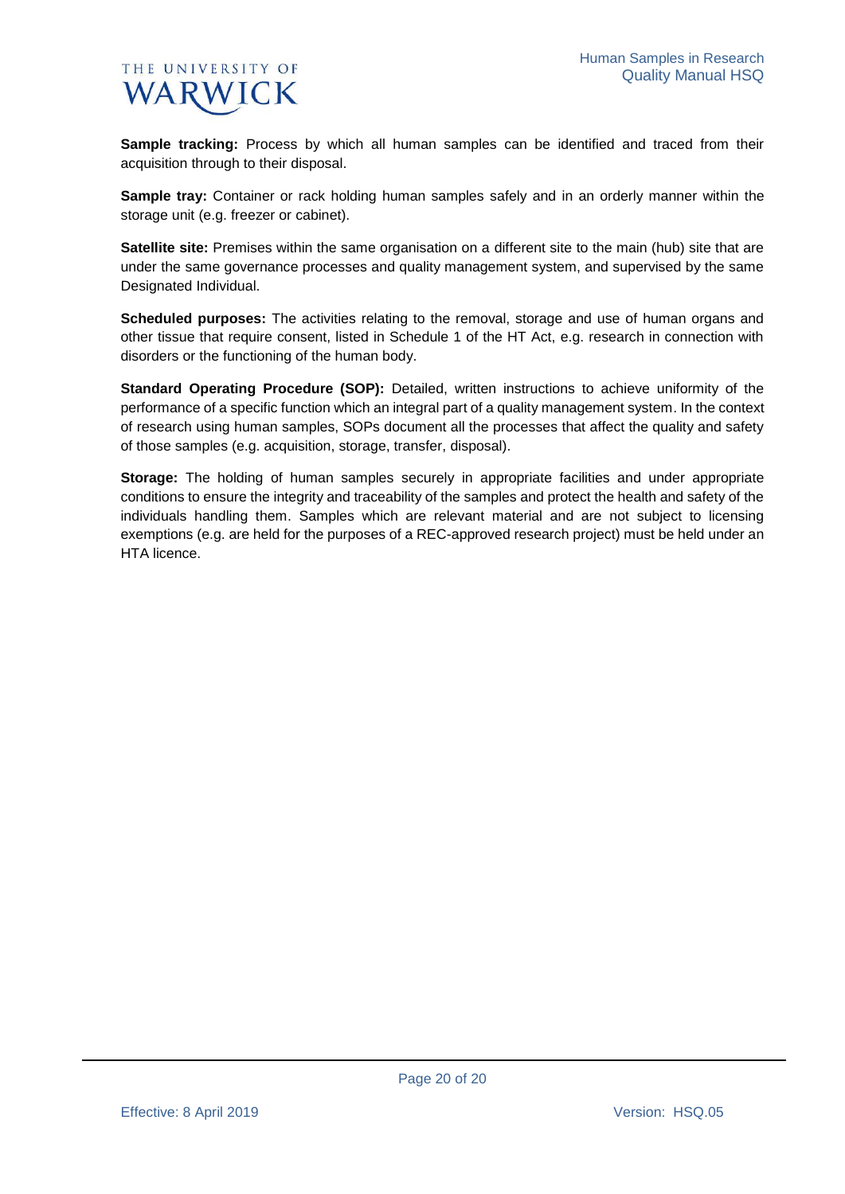**Sample tracking:** Process by which all human samples can be identified and traced from their acquisition through to their disposal.

**Sample tray:** Container or rack holding human samples safely and in an orderly manner within the storage unit (e.g. freezer or cabinet).

**Satellite site:** Premises within the same organisation on a different site to the main (hub) site that are under the same governance processes and quality management system, and supervised by the same Designated Individual.

**Scheduled purposes:** The activities relating to the removal, storage and use of human organs and other tissue that require consent, listed in Schedule 1 of the HT Act, e.g. research in connection with disorders or the functioning of the human body.

**Standard Operating Procedure (SOP):** Detailed, written instructions to achieve uniformity of the performance of a specific function which an integral part of a quality management system. In the context of research using human samples, SOPs document all the processes that affect the quality and safety of those samples (e.g. acquisition, storage, transfer, disposal).

**Storage:** The holding of human samples securely in appropriate facilities and under appropriate conditions to ensure the integrity and traceability of the samples and protect the health and safety of the individuals handling them. Samples which are relevant material and are not subject to licensing exemptions (e.g. are held for the purposes of a REC-approved research project) must be held under an HTA licence.